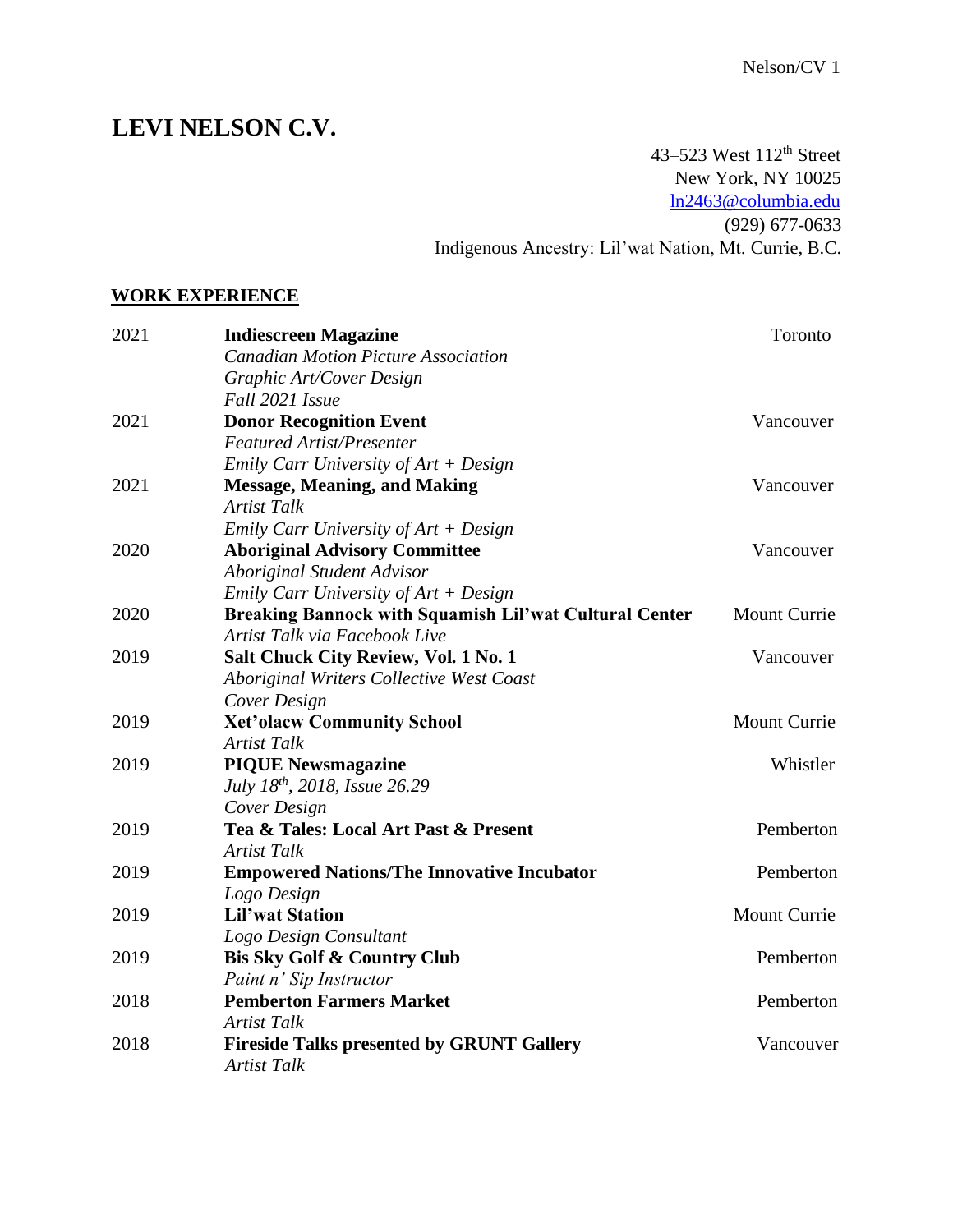# LEVI NELSON C.V.

43–523 West 112th Street
New York, NY 10025
ln2463@columbia.edu
(929) 677-0633
Indigenous Ancestry: Lil'wat Nation, Mt. Currie, B.C.

## WORK EXPERIENCE

| | | |
|---|---|---|
| 2021 | **Indiescreen Magazine**<br>*Canadian Motion Picture Association*<br>*Graphic Art/Cover Design*<br>*Fall 2021 Issue* | Toronto |
| 2021 | **Donor Recognition Event**<br>*Featured Artist/Presenter*<br>*Emily Carr University of Art + Design* | Vancouver |
| 2021 | **Message, Meaning, and Making**<br>*Artist Talk*<br>*Emily Carr University of Art + Design* | Vancouver |
| 2020 | **Aboriginal Advisory Committee**<br>*Aboriginal Student Advisor*<br>*Emily Carr University of Art + Design* | Vancouver |
| 2020 | **Breaking Bannock with Squamish Lil'wat Cultural Center**<br>*Artist Talk via Facebook Live* | Mount Currie |
| 2019 | **Salt Chuck City Review, Vol. 1 No. 1**<br>*Aboriginal Writers Collective West Coast*<br>*Cover Design* | Vancouver |
| 2019 | **Xet'olacw Community School**<br>*Artist Talk* | Mount Currie |
| 2019 | **PIQUE Newsmagazine**<br>*July 18th, 2018, Issue 26.29*<br>*Cover Design* | Whistler |
| 2019 | **Tea & Tales: Local Art Past & Present**<br>*Artist Talk* | Pemberton |
| 2019 | **Empowered Nations/The Innovative Incubator**<br>*Logo Design* | Pemberton |
| 2019 | **Lil'wat Station**<br>*Logo Design Consultant* | Mount Currie |
| 2019 | **Bis Sky Golf & Country Club**<br>*Paint n' Sip Instructor* | Pemberton |
| 2018 | **Pemberton Farmers Market**<br>*Artist Talk* | Pemberton |
| 2018 | **Fireside Talks presented by GRUNT Gallery**<br>*Artist Talk* | Vancouver |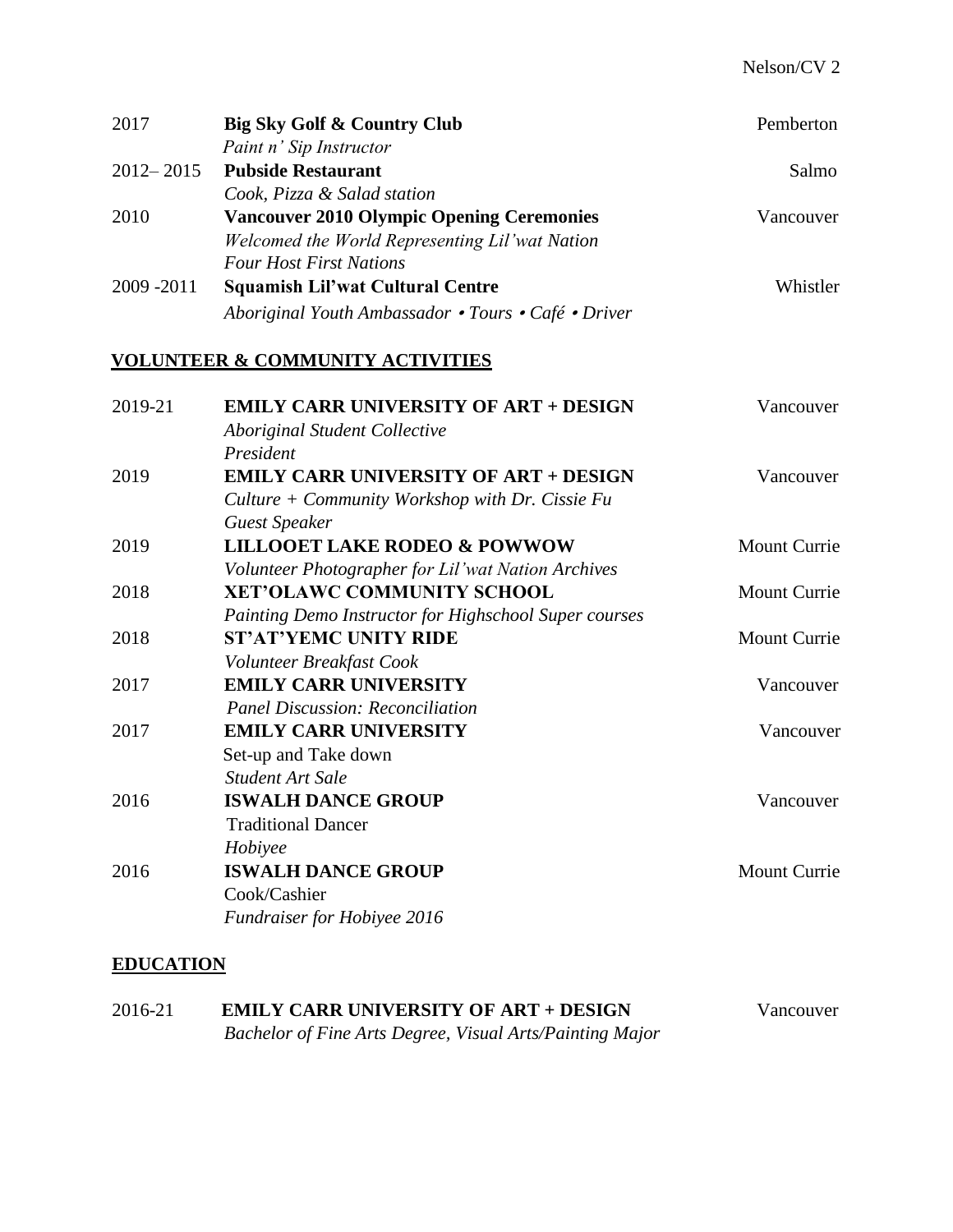| | | |
|---|---|---|
| 2017 | **Big Sky Golf & Country Club**<br>*Paint n' Sip Instructor* | Pemberton |
| 2012– 2015 | **Pubside Restaurant**<br>*Cook, Pizza & Salad station* | Salmo |
| 2010 | **Vancouver 2010 Olympic Opening Ceremonies**<br>*Welcomed the World Representing Lil'wat Nation*<br>*Four Host First Nations* | Vancouver |
| 2009 -2011 | **Squamish Lil'wat Cultural Centre**<br>*Aboriginal Youth Ambassador • Tours • Café • Driver* | Whistler |

## VOLUNTEER & COMMUNITY ACTIVITIES

| | | |
|---|---|---|
| 2019-21 | **EMILY CARR UNIVERSITY OF ART + DESIGN**<br>*Aboriginal Student Collective*<br>*President* | Vancouver |
| 2019 | **EMILY CARR UNIVERSITY OF ART + DESIGN**<br>*Culture + Community Workshop with Dr. Cissie Fu*<br>*Guest Speaker* | Vancouver |
| 2019 | **LILLOOET LAKE RODEO & POWWOW**<br>*Volunteer Photographer for Lil'wat Nation Archives* | Mount Currie |
| 2018 | **XET'OLAWC COMMUNITY SCHOOL**<br>*Painting Demo Instructor for Highschool Super courses* | Mount Currie |
| 2018 | **ST'AT'YEMC UNITY RIDE**<br>*Volunteer Breakfast Cook* | Mount Currie |
| 2017 | **EMILY CARR UNIVERSITY**<br>*Panel Discussion: Reconciliation* | Vancouver |
| 2017 | **EMILY CARR UNIVERSITY**<br>Set-up and Take down<br>*Student Art Sale* | Vancouver |
| 2016 | **ISWALH DANCE GROUP**<br>Traditional Dancer<br>*Hobiyee* | Vancouver |
| 2016 | **ISWALH DANCE GROUP**<br>Cook/Cashier<br>*Fundraiser for Hobiyee 2016* | Mount Currie |

## EDUCATION

| | | |
|---|---|---|
| 2016-21 | **EMILY CARR UNIVERSITY OF ART + DESIGN**<br>*Bachelor of Fine Arts Degree, Visual Arts/Painting Major* | Vancouver |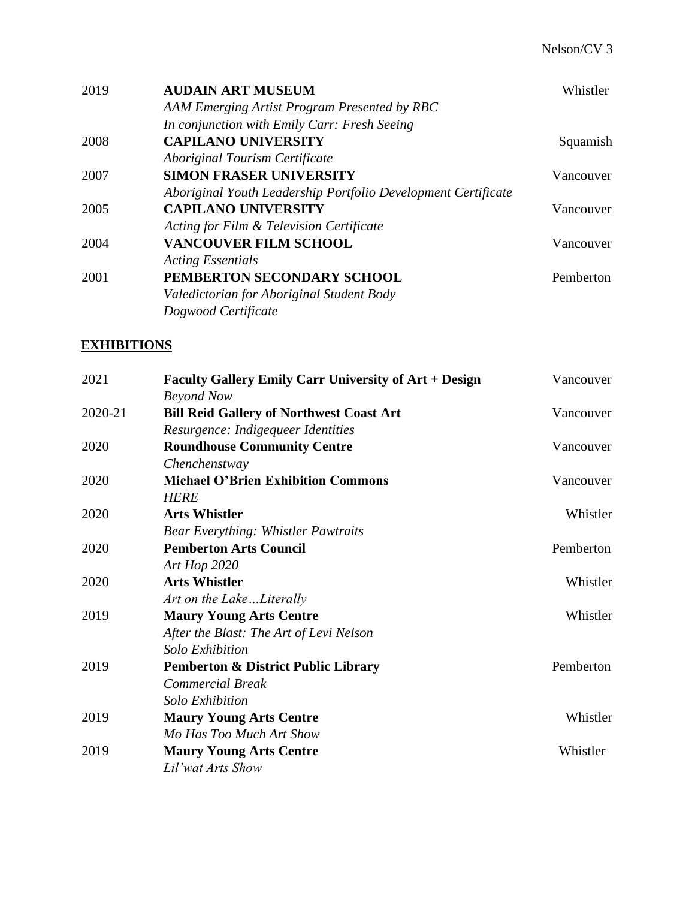2019 **AUDAIN ART MUSEUM** Whistler
*AAM Emerging Artist Program Presented by RBC*
*In conjunction with Emily Carr: Fresh Seeing*

2008 **CAPILANO UNIVERSITY** Squamish
*Aboriginal Tourism Certificate*

2007 **SIMON FRASER UNIVERSITY** Vancouver
*Aboriginal Youth Leadership Portfolio Development Certificate*

2005 **CAPILANO UNIVERSITY** Vancouver
*Acting for Film & Television Certificate*

2004 **VANCOUVER FILM SCHOOL** Vancouver
*Acting Essentials*

2001 **PEMBERTON SECONDARY SCHOOL** Pemberton
*Valedictorian for Aboriginal Student Body*
*Dogwood Certificate*

## EXHIBITIONS

2021 **Faculty Gallery Emily Carr University of Art + Design** Vancouver
*Beyond Now*

2020-21 **Bill Reid Gallery of Northwest Coast Art** Vancouver
*Resurgence: Indigequeer Identities*

2020 **Roundhouse Community Centre** Vancouver
*Chenchenstway*

2020 **Michael O'Brien Exhibition Commons** Vancouver
*HERE*

2020 **Arts Whistler** Whistler
*Bear Everything: Whistler Pawtraits*

2020 **Pemberton Arts Council** Pemberton
*Art Hop 2020*

2020 **Arts Whistler** Whistler
*Art on the Lake…Literally*

2019 **Maury Young Arts Centre** Whistler
*After the Blast: The Art of Levi Nelson*
*Solo Exhibition*

2019 **Pemberton & District Public Library** Pemberton
*Commercial Break*
*Solo Exhibition*

2019 **Maury Young Arts Centre** Whistler
*Mo Has Too Much Art Show*

2019 **Maury Young Arts Centre** Whistler
*Lil'wat Arts Show*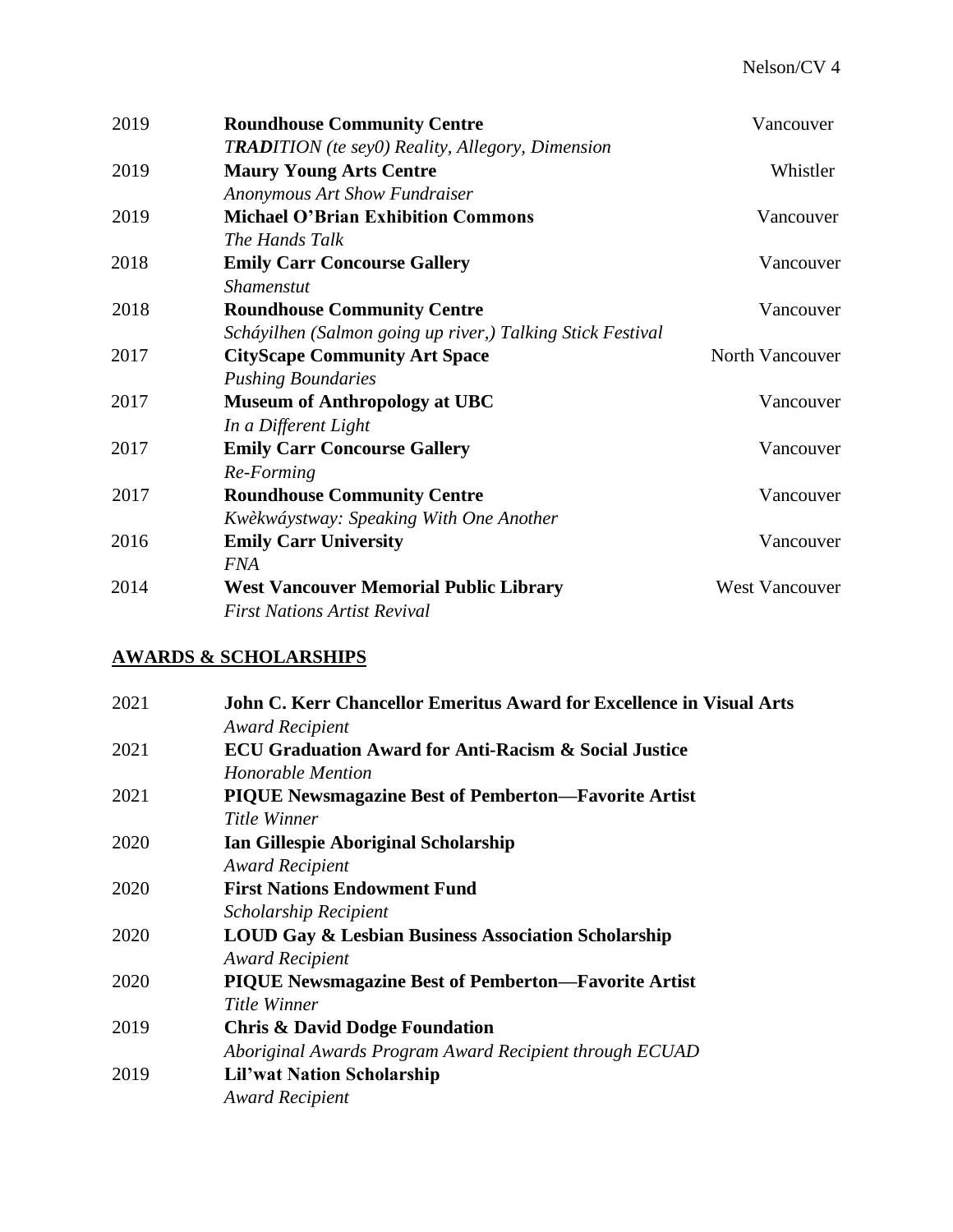2019 **Roundhouse Community Centre** Vancouver
*T**RAD**ITION (te sey0) Reality, Allegory, Dimension*

2019 **Maury Young Arts Centre** Whistler
*Anonymous Art Show Fundraiser*

2019 **Michael O'Brian Exhibition Commons** Vancouver
*The Hands Talk*

2018 **Emily Carr Concourse Gallery** Vancouver
*Shamenstut*

2018 **Roundhouse Community Centre** Vancouver
*Scháyilhen (Salmon going up river,) Talking Stick Festival*

2017 **CityScape Community Art Space** North Vancouver
*Pushing Boundaries*

2017 **Museum of Anthropology at UBC** Vancouver
*In a Different Light*

2017 **Emily Carr Concourse Gallery** Vancouver
*Re-Forming*

2017 **Roundhouse Community Centre** Vancouver
*Kwèkwáystway: Speaking With One Another*

2016 **Emily Carr University** Vancouver
*FNA*

2014 **West Vancouver Memorial Public Library** West Vancouver
*First Nations Artist Revival*

## AWARDS & SCHOLARSHIPS

2021 **John C. Kerr Chancellor Emeritus Award for Excellence in Visual Arts**
*Award Recipient*

2021 **ECU Graduation Award for Anti-Racism & Social Justice**
*Honorable Mention*

2021 **PIQUE Newsmagazine Best of Pemberton—Favorite Artist**
*Title Winner*

2020 **Ian Gillespie Aboriginal Scholarship**
*Award Recipient*

2020 **First Nations Endowment Fund**
*Scholarship Recipient*

2020 **LOUD Gay & Lesbian Business Association Scholarship**
*Award Recipient*

2020 **PIQUE Newsmagazine Best of Pemberton—Favorite Artist**
*Title Winner*

2019 **Chris & David Dodge Foundation**
*Aboriginal Awards Program Award Recipient through ECUAD*

2019 **Lil'wat Nation Scholarship**
*Award Recipient*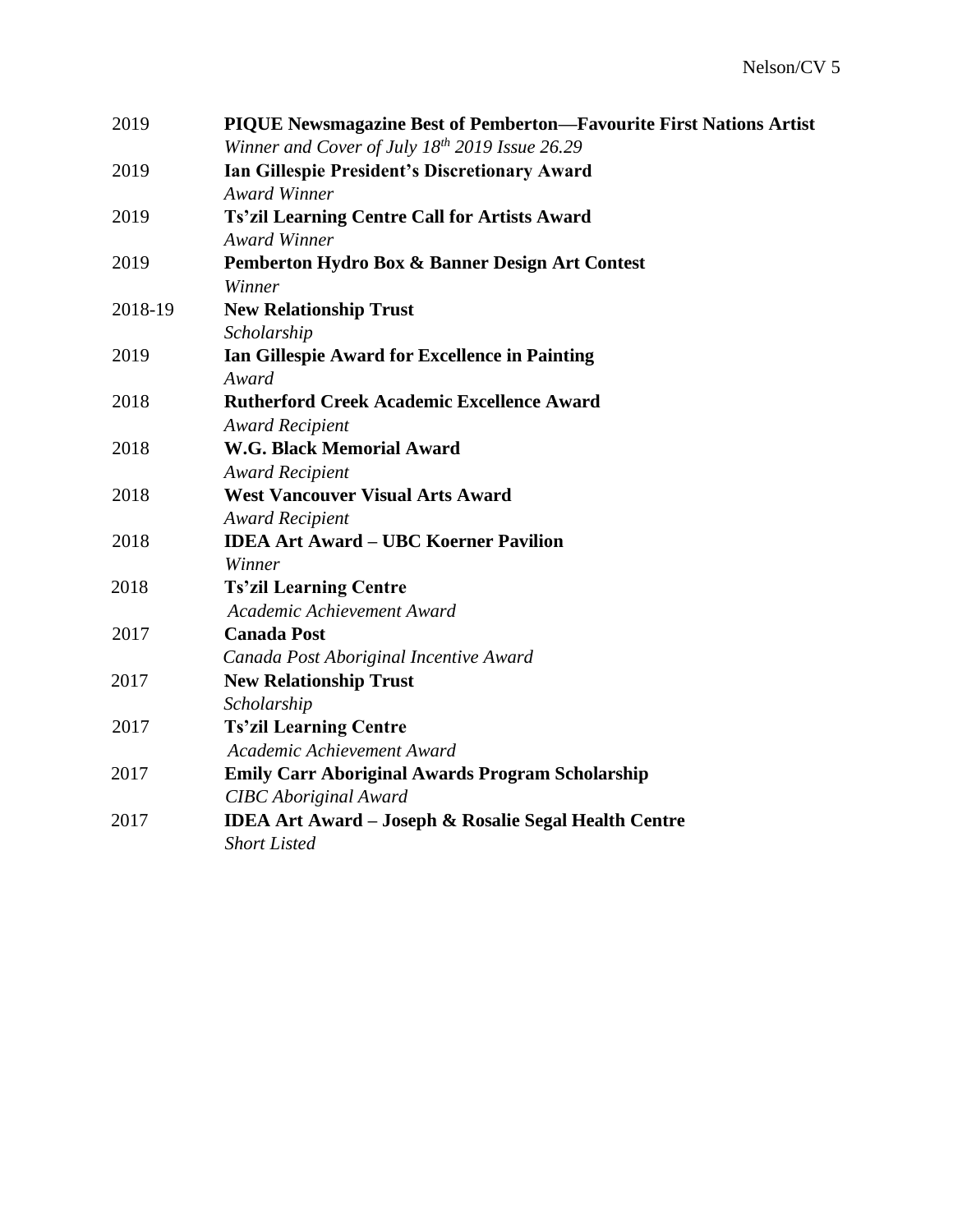| | | |
|---|---|---|
| 2019 | **PIQUE Newsmagazine Best of Pemberton—Favourite First Nations Artist** | |
| | *Winner and Cover of July 18th 2019 Issue 26.29* | |
| 2019 | **Ian Gillespie President's Discretionary Award** | |
| | *Award Winner* | |
| 2019 | **Ts'zil Learning Centre Call for Artists Award** | |
| | *Award Winner* | |
| 2019 | **Pemberton Hydro Box & Banner Design Art Contest** | |
| | *Winner* | |
| 2018-19 | **New Relationship Trust** | |
| | *Scholarship* | |
| 2019 | **Ian Gillespie Award for Excellence in Painting** | |
| | *Award* | |
| 2018 | **Rutherford Creek Academic Excellence Award** | |
| | *Award Recipient* | |
| 2018 | **W.G. Black Memorial Award** | |
| | *Award Recipient* | |
| 2018 | **West Vancouver Visual Arts Award** | |
| | *Award Recipient* | |
| 2018 | **IDEA Art Award – UBC Koerner Pavilion** | |
| | *Winner* | |
| 2018 | **Ts'zil Learning Centre** | |
| | *Academic Achievement Award* | |
| 2017 | **Canada Post** | |
| | *Canada Post Aboriginal Incentive Award* | |
| 2017 | **New Relationship Trust** | |
| | *Scholarship* | |
| 2017 | **Ts'zil Learning Centre** | |
| | *Academic Achievement Award* | |
| 2017 | **Emily Carr Aboriginal Awards Program Scholarship** | |
| | *CIBC Aboriginal Award* | |
| 2017 | **IDEA Art Award – Joseph & Rosalie Segal Health Centre** | |
| | *Short Listed* | |